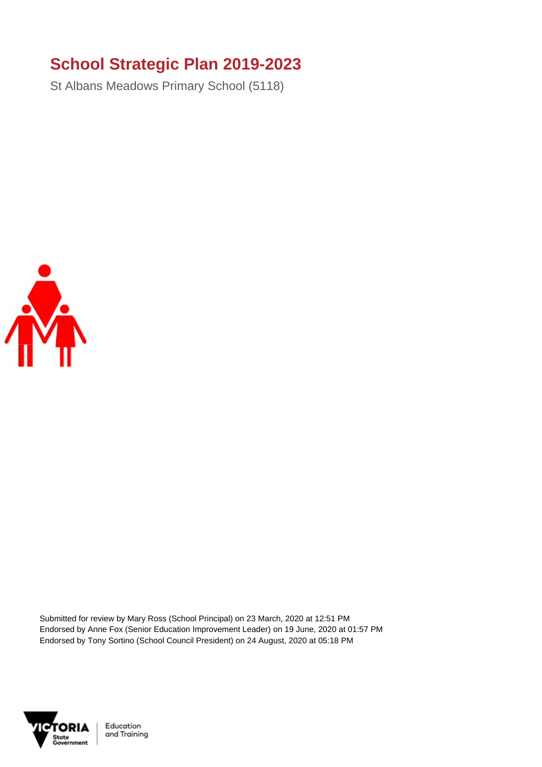# School Strategic Plan 2019-2023

St Albans Meadows Primary School (5118)

Submitted for review by Mary Ross (School Principal) on 23 March, 2020 at 12:51 PM
Endorsed by Anne Fox (Senior Education Improvement Leader) on 19 June, 2020 at 01:57 PM
Endorsed by Tony Sortino (School Council President) on 24 August, 2020 at 05:18 PM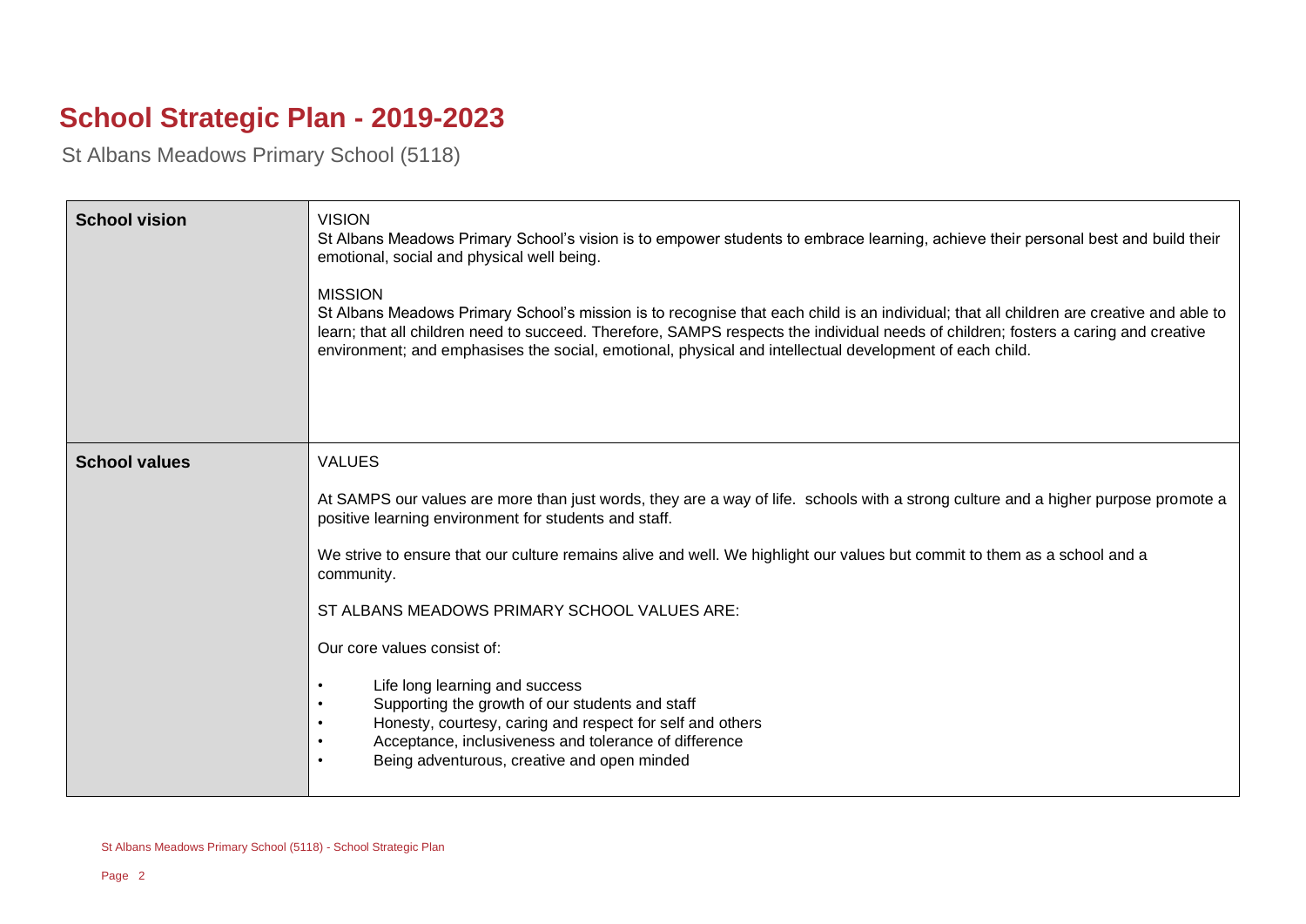# School Strategic Plan - 2019-2023

St Albans Meadows Primary School (5118)

| | |
|---|---|
| **School vision** | VISION<br>St Albans Meadows Primary School's vision is to empower students to embrace learning, achieve their personal best and build their emotional, social and physical well being.<br><br>MISSION<br>St Albans Meadows Primary School's mission is to recognise that each child is an individual; that all children are creative and able to learn; that all children need to succeed. Therefore, SAMPS respects the individual needs of children; fosters a caring and creative environment; and emphasises the social, emotional, physical and intellectual development of each child. |
| **School values** | VALUES<br><br>At SAMPS our values are more than just words, they are a way of life. schools with a strong culture and a higher purpose promote a positive learning environment for students and staff.<br><br>We strive to ensure that our culture remains alive and well. We highlight our values but commit to them as a school and a community.<br><br>ST ALBANS MEADOWS PRIMARY SCHOOL VALUES ARE:<br><br>Our core values consist of:<br><br>• Life long learning and success<br>• Supporting the growth of our students and staff<br>• Honesty, courtesy, caring and respect for self and others<br>• Acceptance, inclusiveness and tolerance of difference<br>• Being adventurous, creative and open minded |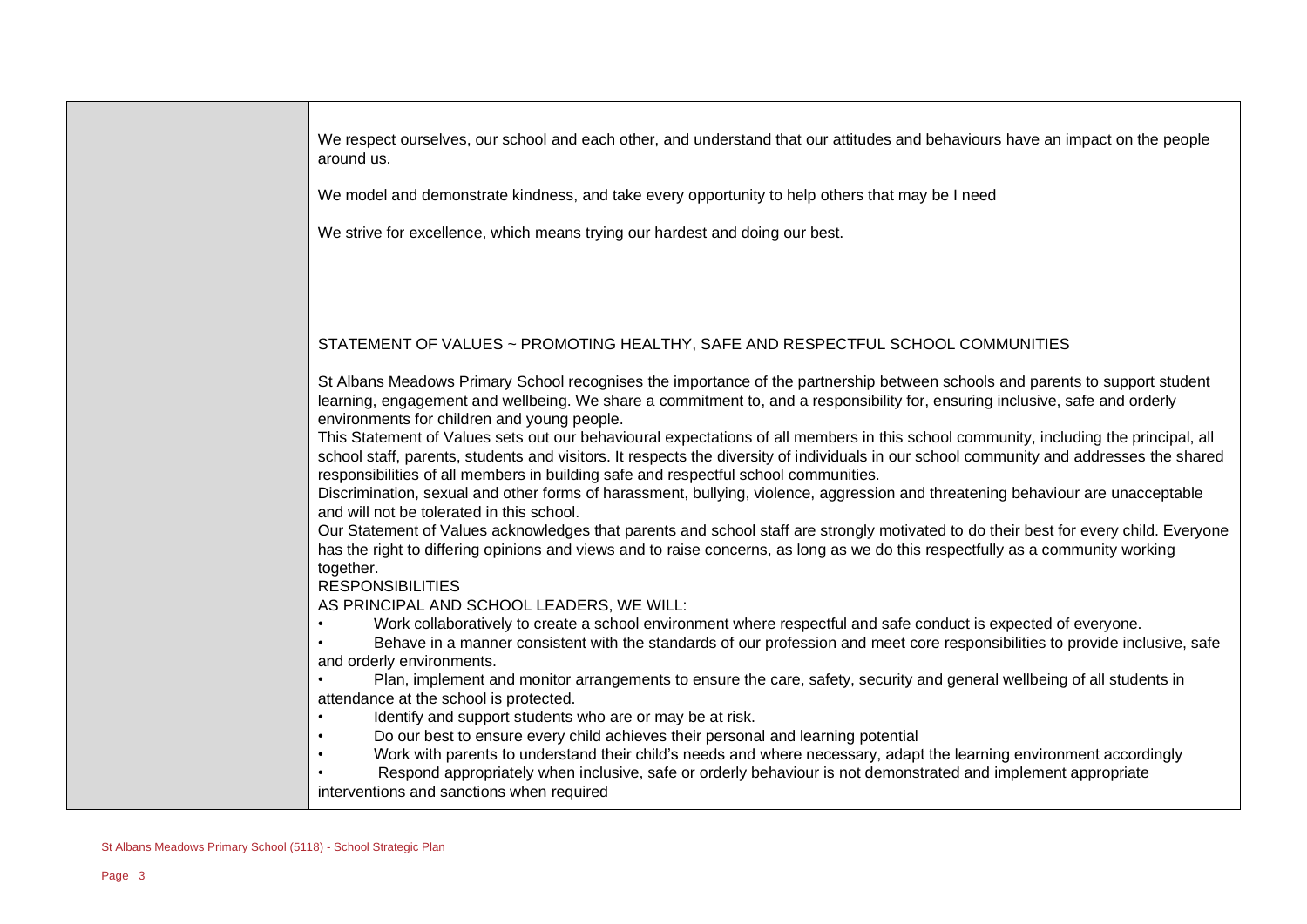| | |
|---|---|
| | We respect ourselves, our school and each other, and understand that our attitudes and behaviours have an impact on the people around us.<br><br>We model and demonstrate kindness, and take every opportunity to help others that may be I need<br><br>We strive for excellence, which means trying our hardest and doing our best.<br><br>STATEMENT OF VALUES ~ PROMOTING HEALTHY, SAFE AND RESPECTFUL SCHOOL COMMUNITIES<br><br>St Albans Meadows Primary School recognises the importance of the partnership between schools and parents to support student learning, engagement and wellbeing. We share a commitment to, and a responsibility for, ensuring inclusive, safe and orderly environments for children and young people.<br>This Statement of Values sets out our behavioural expectations of all members in this school community, including the principal, all school staff, parents, students and visitors. It respects the diversity of individuals in our school community and addresses the shared responsibilities of all members in building safe and respectful school communities.<br>Discrimination, sexual and other forms of harassment, bullying, violence, aggression and threatening behaviour are unacceptable and will not be tolerated in this school.<br>Our Statement of Values acknowledges that parents and school staff are strongly motivated to do their best for every child. Everyone has the right to differing opinions and views and to raise concerns, as long as we do this respectfully as a community working together.<br>RESPONSIBILITIES<br>AS PRINCIPAL AND SCHOOL LEADERS, WE WILL:<br>• Work collaboratively to create a school environment where respectful and safe conduct is expected of everyone.<br>• Behave in a manner consistent with the standards of our profession and meet core responsibilities to provide inclusive, safe and orderly environments.<br>• Plan, implement and monitor arrangements to ensure the care, safety, security and general wellbeing of all students in attendance at the school is protected.<br>• Identify and support students who are or may be at risk.<br>• Do our best to ensure every child achieves their personal and learning potential<br>• Work with parents to understand their child's needs and where necessary, adapt the learning environment accordingly<br>• Respond appropriately when inclusive, safe or orderly behaviour is not demonstrated and implement appropriate interventions and sanctions when required |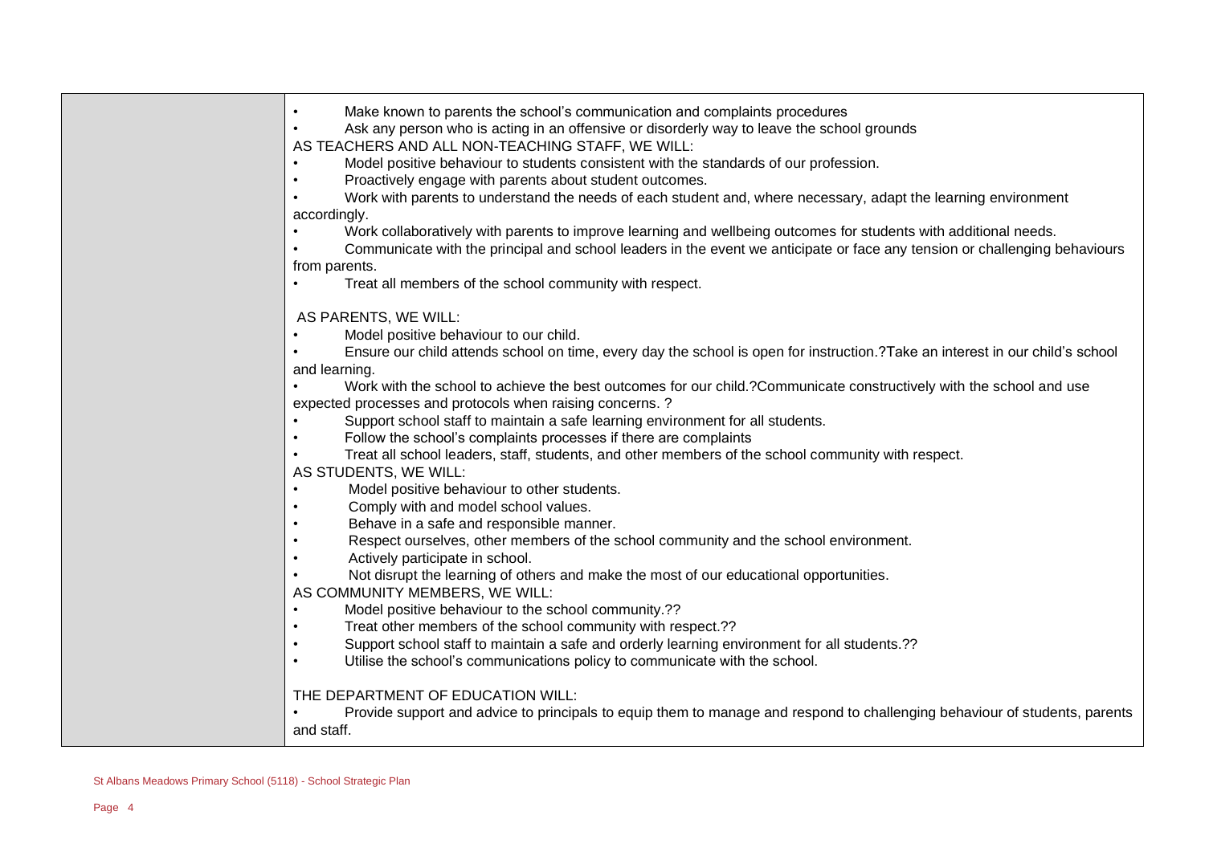| | |
|---|---|
| | • Make known to parents the school's communication and complaints procedures<br>• Ask any person who is acting in an offensive or disorderly way to leave the school grounds<br>AS TEACHERS AND ALL NON-TEACHING STAFF, WE WILL:<br>• Model positive behaviour to students consistent with the standards of our profession.<br>• Proactively engage with parents about student outcomes.<br>• Work with parents to understand the needs of each student and, where necessary, adapt the learning environment accordingly.<br>• Work collaboratively with parents to improve learning and wellbeing outcomes for students with additional needs.<br>• Communicate with the principal and school leaders in the event we anticipate or face any tension or challenging behaviours from parents.<br>• Treat all members of the school community with respect.<br><br>AS PARENTS, WE WILL:<br>• Model positive behaviour to our child.<br>• Ensure our child attends school on time, every day the school is open for instruction.?Take an interest in our child's school and learning.<br>• Work with the school to achieve the best outcomes for our child.?Communicate constructively with the school and use expected processes and protocols when raising concerns. ?<br>• Support school staff to maintain a safe learning environment for all students.<br>• Follow the school's complaints processes if there are complaints<br>• Treat all school leaders, staff, students, and other members of the school community with respect.<br>AS STUDENTS, WE WILL:<br>• Model positive behaviour to other students.<br>• Comply with and model school values.<br>• Behave in a safe and responsible manner.<br>• Respect ourselves, other members of the school community and the school environment.<br>• Actively participate in school.<br>• Not disrupt the learning of others and make the most of our educational opportunities.<br>AS COMMUNITY MEMBERS, WE WILL:<br>• Model positive behaviour to the school community.??<br>• Treat other members of the school community with respect.??<br>• Support school staff to maintain a safe and orderly learning environment for all students.??<br>• Utilise the school's communications policy to communicate with the school.<br><br>THE DEPARTMENT OF EDUCATION WILL:<br>• Provide support and advice to principals to equip them to manage and respond to challenging behaviour of students, parents and staff. |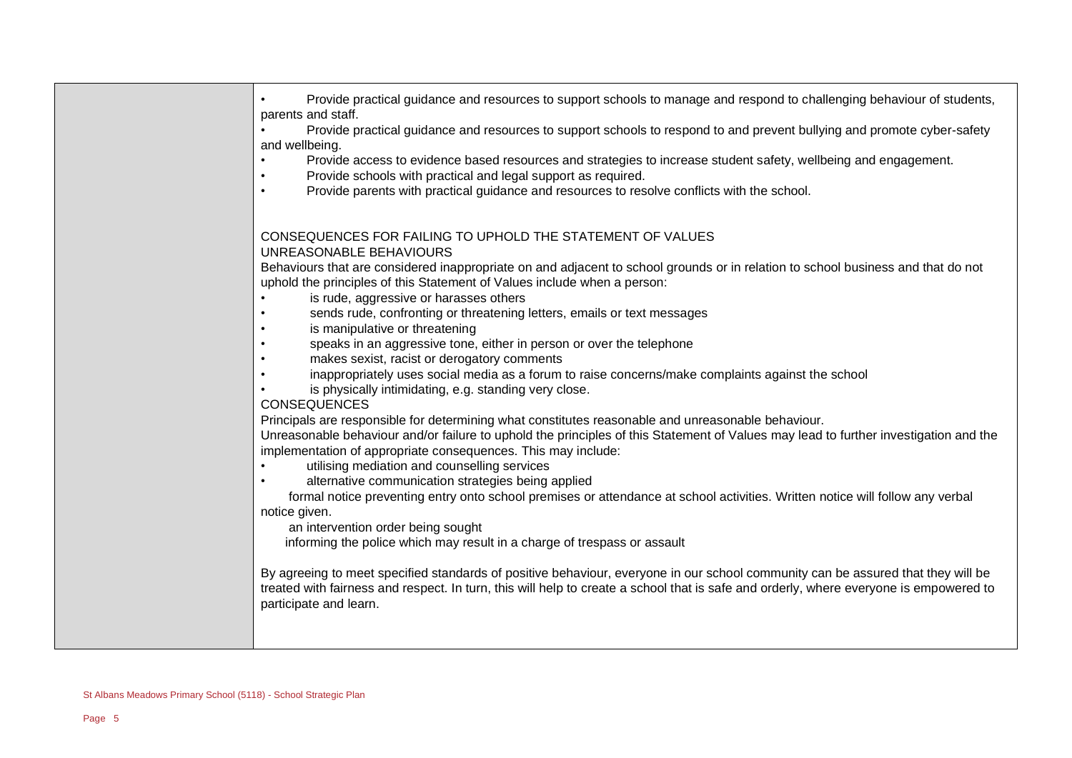- Provide practical guidance and resources to support schools to manage and respond to challenging behaviour of students, parents and staff.
- Provide practical guidance and resources to support schools to respond to and prevent bullying and promote cyber-safety and wellbeing.
- Provide access to evidence based resources and strategies to increase student safety, wellbeing and engagement.
- Provide schools with practical and legal support as required.
- Provide parents with practical guidance and resources to resolve conflicts with the school.

CONSEQUENCES FOR FAILING TO UPHOLD THE STATEMENT OF VALUES

UNREASONABLE BEHAVIOURS

Behaviours that are considered inappropriate on and adjacent to school grounds or in relation to school business and that do not uphold the principles of this Statement of Values include when a person:

- is rude, aggressive or harasses others
- sends rude, confronting or threatening letters, emails or text messages
- is manipulative or threatening
- speaks in an aggressive tone, either in person or over the telephone
- makes sexist, racist or derogatory comments
- inappropriately uses social media as a forum to raise concerns/make complaints against the school
- is physically intimidating, e.g. standing very close.

CONSEQUENCES

Principals are responsible for determining what constitutes reasonable and unreasonable behaviour.

Unreasonable behaviour and/or failure to uphold the principles of this Statement of Values may lead to further investigation and the implementation of appropriate consequences. This may include:

- utilising mediation and counselling services
- alternative communication strategies being applied

formal notice preventing entry onto school premises or attendance at school activities. Written notice will follow any verbal notice given.

an intervention order being sought

informing the police which may result in a charge of trespass or assault

By agreeing to meet specified standards of positive behaviour, everyone in our school community can be assured that they will be treated with fairness and respect. In turn, this will help to create a school that is safe and orderly, where everyone is empowered to participate and learn.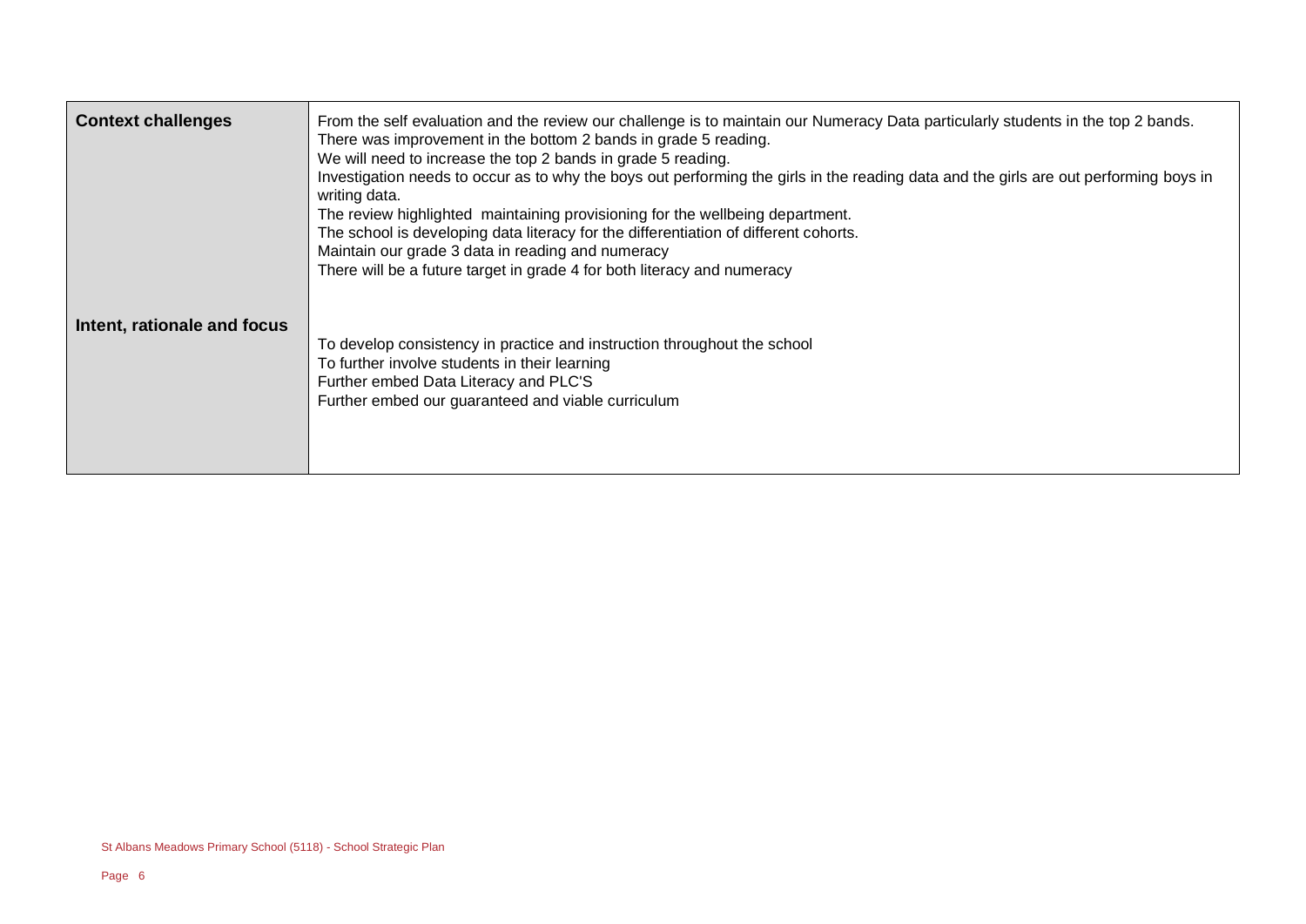| | |
|---|---|
| **Context challenges** | From the self evaluation and the review our challenge is to maintain our Numeracy Data particularly students in the top 2 bands.<br>There was improvement in the bottom 2 bands in grade 5 reading.<br>We will need to increase the top 2 bands in grade 5 reading.<br>Investigation needs to occur as to why the boys out performing the girls in the reading data and the girls are out performing boys in writing data.<br>The review highlighted  maintaining provisioning for the wellbeing department.<br>The school is developing data literacy for the differentiation of different cohorts.<br>Maintain our grade 3 data in reading and numeracy<br>There will be a future target in grade 4 for both literacy and numeracy |
| **Intent, rationale and focus** | To develop consistency in practice and instruction throughout the school<br>To further involve students in their learning<br>Further embed Data Literacy and PLC'S<br>Further embed our guaranteed and viable curriculum |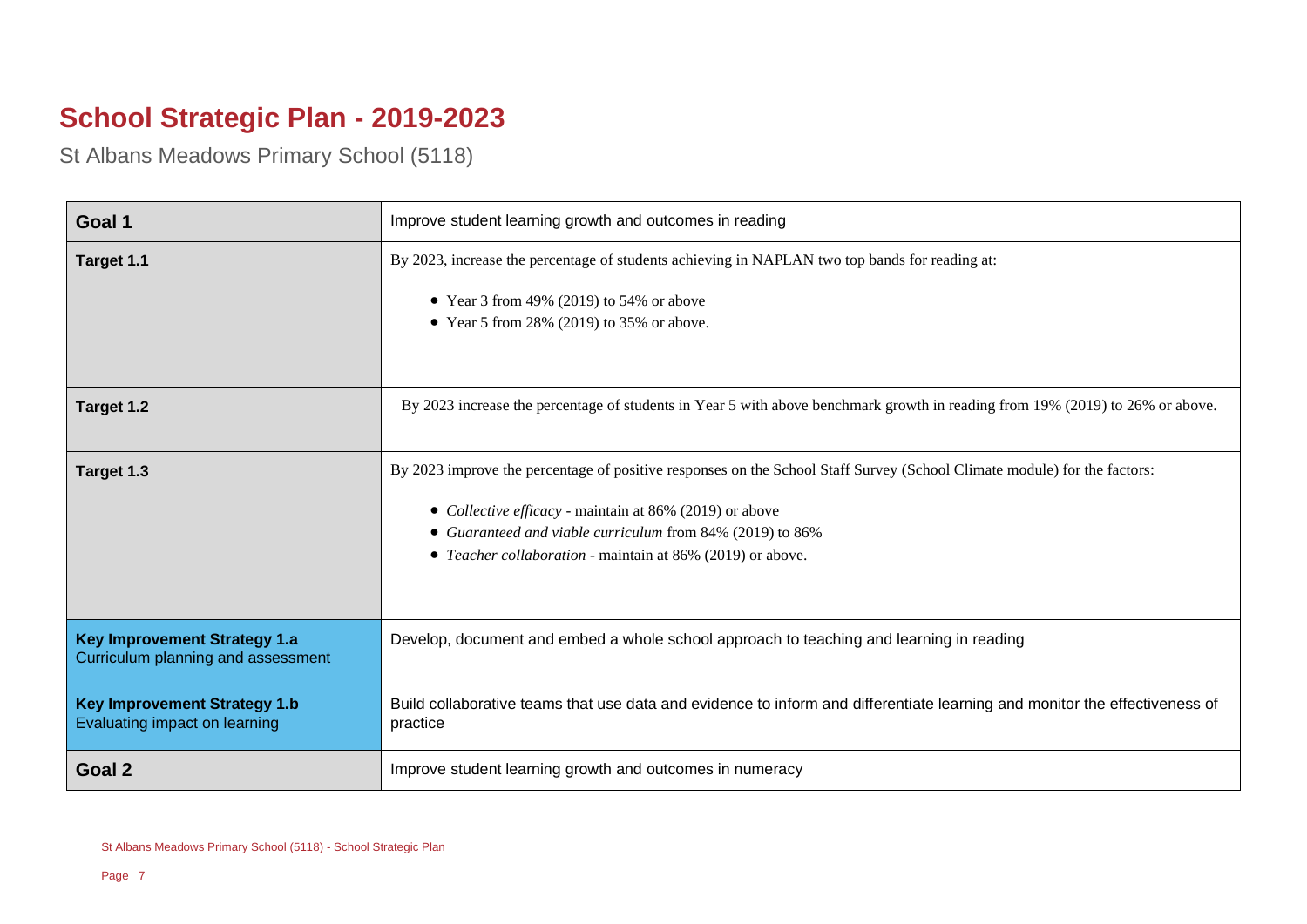# School Strategic Plan - 2019-2023

St Albans Meadows Primary School (5118)

| | |
|---|---|
| **Goal 1** | Improve student learning growth and outcomes in reading |
| **Target 1.1** | By 2023, increase the percentage of students achieving in NAPLAN two top bands for reading at:<br><br>• Year 3 from 49% (2019) to 54% or above<br>• Year 5 from 28% (2019) to 35% or above. |
| **Target 1.2** | By 2023 increase the percentage of students in Year 5 with above benchmark growth in reading from 19% (2019) to 26% or above. |
| **Target 1.3** | By 2023 improve the percentage of positive responses on the School Staff Survey (School Climate module) for the factors:<br><br>• *Collective efficacy* - maintain at 86% (2019) or above<br>• *Guaranteed and viable curriculum* from 84% (2019) to 86%<br>• *Teacher collaboration* - maintain at 86% (2019) or above. |
| **Key Improvement Strategy 1.a**<br>Curriculum planning and assessment | Develop, document and embed a whole school approach to teaching and learning in reading |
| **Key Improvement Strategy 1.b**<br>Evaluating impact on learning | Build collaborative teams that use data and evidence to inform and differentiate learning and monitor the effectiveness of practice |
| **Goal 2** | Improve student learning growth and outcomes in numeracy |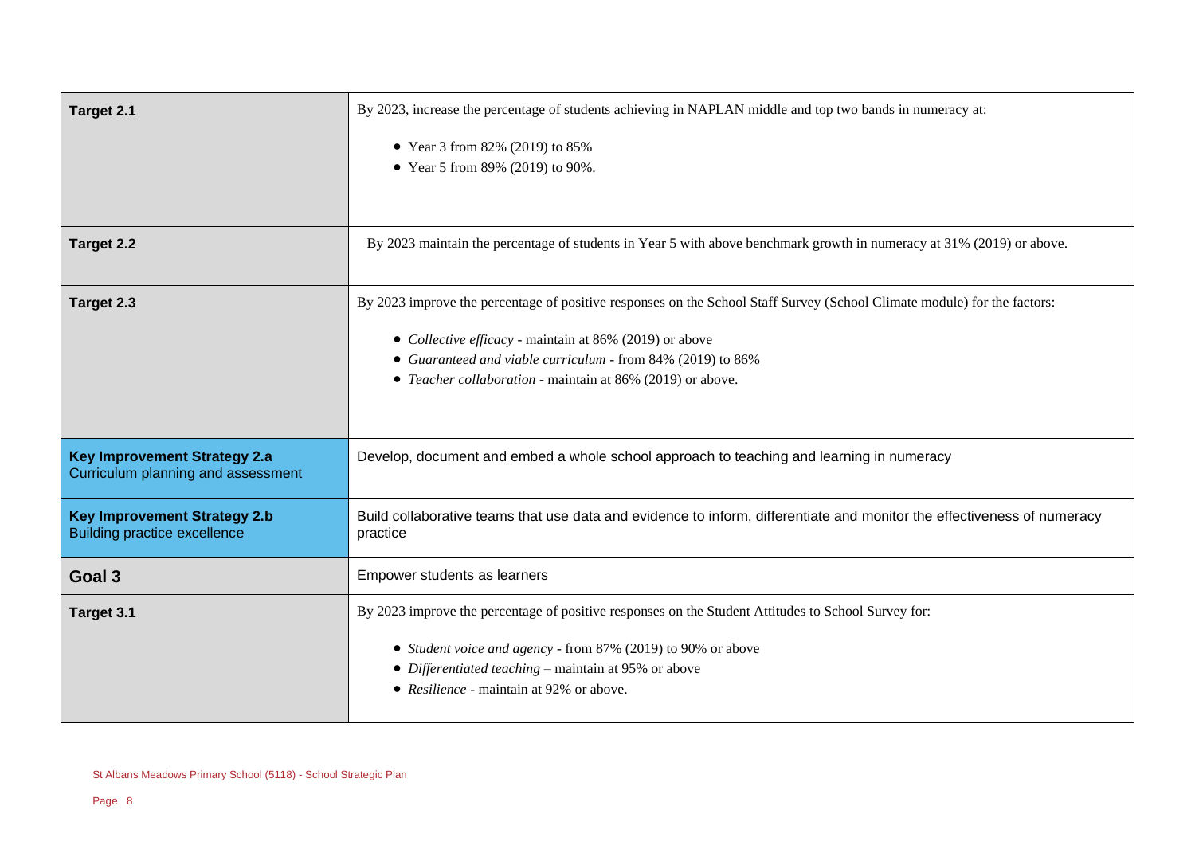| | |
|---|---|
| **Target 2.1** | By 2023, increase the percentage of students achieving in NAPLAN middle and top two bands in numeracy at:<br>• Year 3 from 82% (2019) to 85%<br>• Year 5 from 89% (2019) to 90%. |
| **Target 2.2** | By 2023 maintain the percentage of students in Year 5 with above benchmark growth in numeracy at 31% (2019) or above. |
| **Target 2.3** | By 2023 improve the percentage of positive responses on the School Staff Survey (School Climate module) for the factors:<br>• *Collective efficacy* - maintain at 86% (2019) or above<br>• *Guaranteed and viable curriculum* - from 84% (2019) to 86%<br>• *Teacher collaboration* - maintain at 86% (2019) or above. |
| **Key Improvement Strategy 2.a**<br>Curriculum planning and assessment | Develop, document and embed a whole school approach to teaching and learning in numeracy |
| **Key Improvement Strategy 2.b**<br>Building practice excellence | Build collaborative teams that use data and evidence to inform, differentiate and monitor the effectiveness of numeracy practice |
| **Goal 3** | Empower students as learners |
| **Target 3.1** | By 2023 improve the percentage of positive responses on the Student Attitudes to School Survey for:<br>• *Student voice and agency* - from 87% (2019) to 90% or above<br>• *Differentiated teaching* – maintain at 95% or above<br>• *Resilience* - maintain at 92% or above. |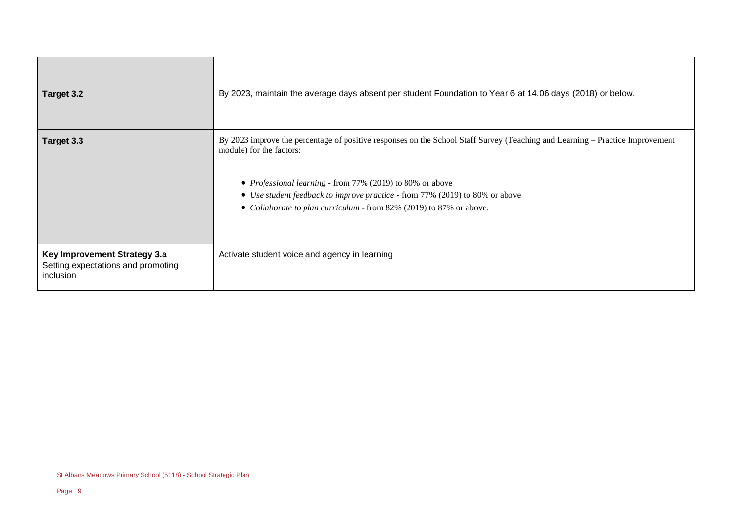| | |
|---|---|
| **Target 3.2** | By 2023, maintain the average days absent per student Foundation to Year 6 at 14.06 days (2018) or below. |
| **Target 3.3** | By 2023 improve the percentage of positive responses on the School Staff Survey (Teaching and Learning – Practice Improvement module) for the factors:<br><br>• *Professional learning* - from 77% (2019) to 80% or above<br>• *Use student feedback to improve practice* - from 77% (2019) to 80% or above<br>• *Collaborate to plan curriculum* - from 82% (2019) to 87% or above. |
| **Key Improvement Strategy 3.a**<br>Setting expectations and promoting inclusion | Activate student voice and agency in learning |